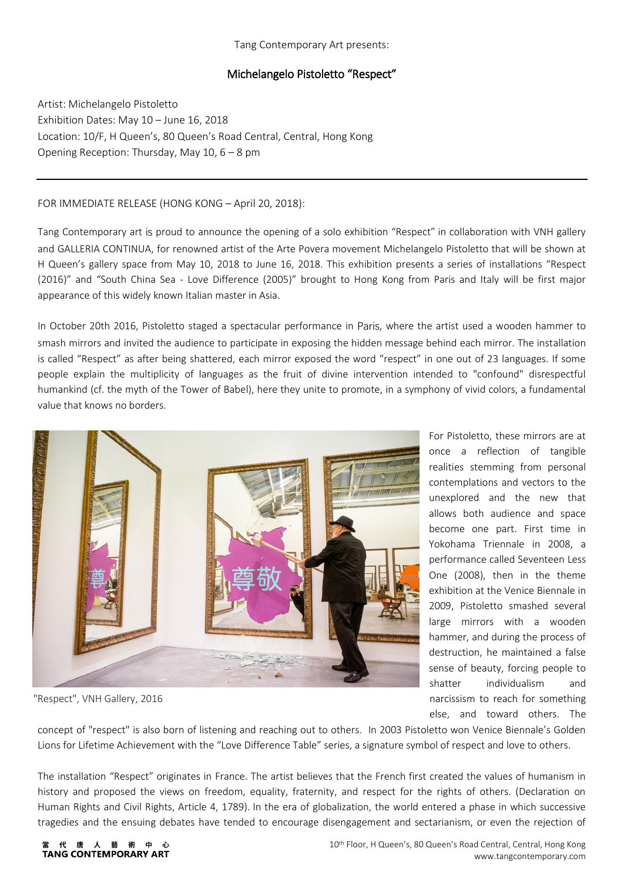Tang Contemporary Art presents:

## Michelangelo Pistoletto "Respect"

Artist: Michelangelo Pistoletto
Exhibition Dates: May 10 – June 16, 2018
Location: 10/F, H Queen's, 80 Queen's Road Central, Central, Hong Kong
Opening Reception: Thursday, May 10, 6 – 8 pm

---

FOR IMMEDIATE RELEASE (HONG KONG – April 20, 2018):

Tang Contemporary art is proud to announce the opening of a solo exhibition "Respect" in collaboration with VNH gallery and GALLERIA CONTINUA, for renowned artist of the Arte Povera movement Michelangelo Pistoletto that will be shown at H Queen's gallery space from May 10, 2018 to June 16, 2018. This exhibition presents a series of installations "Respect (2016)" and "South China Sea - Love Difference (2005)" brought to Hong Kong from Paris and Italy will be first major appearance of this widely known Italian master in Asia.

In October 20th 2016, Pistoletto staged a spectacular performance in Paris, where the artist used a wooden hammer to smash mirrors and invited the audience to participate in exposing the hidden message behind each mirror. The installation is called "Respect" as after being shattered, each mirror exposed the word "respect" in one out of 23 languages. If some people explain the multiplicity of languages as the fruit of divine intervention intended to "confound" disrespectful humankind (cf. the myth of the Tower of Babel), here they unite to promote, in a symphony of vivid colors, a fundamental value that knows no borders.

"Respect", VNH Gallery, 2016

For Pistoletto, these mirrors are at once a reflection of tangible realities stemming from personal contemplations and vectors to the unexplored and the new that allows both audience and space become one part. First time in Yokohama Triennale in 2008, a performance called Seventeen Less One (2008), then in the theme exhibition at the Venice Biennale in 2009, Pistoletto smashed several large mirrors with a wooden hammer, and during the process of destruction, he maintained a false sense of beauty, forcing people to shatter individualism and narcissism to reach for something else, and toward others. The concept of "respect" is also born of listening and reaching out to others. In 2003 Pistoletto won Venice Biennale's Golden Lions for Lifetime Achievement with the "Love Difference Table" series, a signature symbol of respect and love to others.

The installation "Respect" originates in France. The artist believes that the French first created the values of humanism in history and proposed the views on freedom, equality, fraternity, and respect for the rights of others. (Declaration on Human Rights and Civil Rights, Article 4, 1789). In the era of globalization, the world entered a phase in which successive tragedies and the ensuing debates have tended to encourage disengagement and sectarianism, or even the rejection of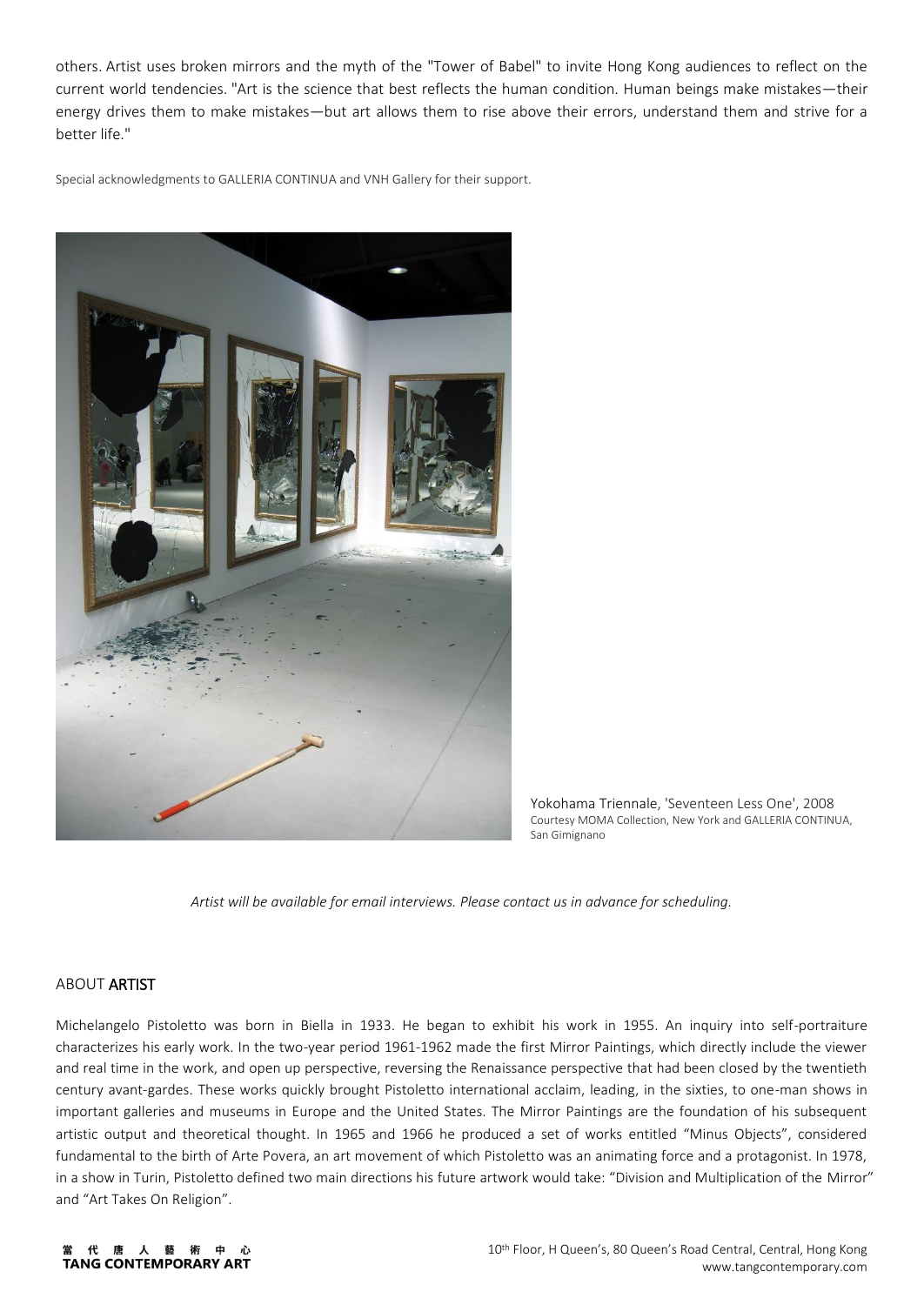others. Artist uses broken mirrors and the myth of the "Tower of Babel" to invite Hong Kong audiences to reflect on the current world tendencies. "Art is the science that best reflects the human condition. Human beings make mistakes—their energy drives them to make mistakes—but art allows them to rise above their errors, understand them and strive for a better life."

Special acknowledgments to GALLERIA CONTINUA and VNH Gallery for their support.

Yokohama Triennale, 'Seventeen Less One', 2008
Courtesy MOMA Collection, New York and GALLERIA CONTINUA, San Gimignano

*Artist will be available for email interviews. Please contact us in advance for scheduling.*

## ABOUT **ARTIST**

Michelangelo Pistoletto was born in Biella in 1933. He began to exhibit his work in 1955. An inquiry into self-portraiture characterizes his early work. In the two-year period 1961-1962 made the first Mirror Paintings, which directly include the viewer and real time in the work, and open up perspective, reversing the Renaissance perspective that had been closed by the twentieth century avant-gardes. These works quickly brought Pistoletto international acclaim, leading, in the sixties, to one-man shows in important galleries and museums in Europe and the United States. The Mirror Paintings are the foundation of his subsequent artistic output and theoretical thought. In 1965 and 1966 he produced a set of works entitled "Minus Objects", considered fundamental to the birth of Arte Povera, an art movement of which Pistoletto was an animating force and a protagonist. In 1978, in a show in Turin, Pistoletto defined two main directions his future artwork would take: "Division and Multiplication of the Mirror" and "Art Takes On Religion".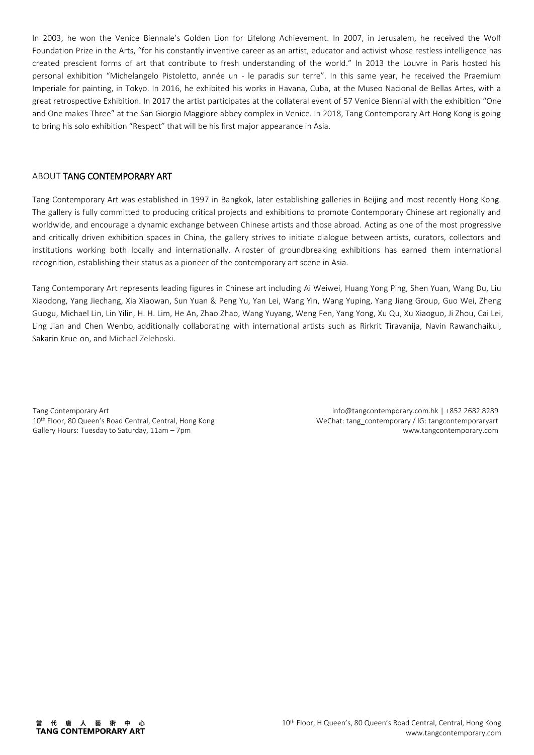In 2003, he won the Venice Biennale's Golden Lion for Lifelong Achievement. In 2007, in Jerusalem, he received the Wolf Foundation Prize in the Arts, "for his constantly inventive career as an artist, educator and activist whose restless intelligence has created prescient forms of art that contribute to fresh understanding of the world." In 2013 the Louvre in Paris hosted his personal exhibition "Michelangelo Pistoletto, année un - le paradis sur terre". In this same year, he received the Praemium Imperiale for painting, in Tokyo. In 2016, he exhibited his works in Havana, Cuba, at the Museo Nacional de Bellas Artes, with a great retrospective Exhibition. In 2017 the artist participates at the collateral event of 57 Venice Biennial with the exhibition "One and One makes Three" at the San Giorgio Maggiore abbey complex in Venice. In 2018, Tang Contemporary Art Hong Kong is going to bring his solo exhibition "Respect" that will be his first major appearance in Asia.

## ABOUT **TANG CONTEMPORARY ART**

Tang Contemporary Art was established in 1997 in Bangkok, later establishing galleries in Beijing and most recently Hong Kong. The gallery is fully committed to producing critical projects and exhibitions to promote Contemporary Chinese art regionally and worldwide, and encourage a dynamic exchange between Chinese artists and those abroad. Acting as one of the most progressive and critically driven exhibition spaces in China, the gallery strives to initiate dialogue between artists, curators, collectors and institutions working both locally and internationally. A roster of groundbreaking exhibitions has earned them international recognition, establishing their status as a pioneer of the contemporary art scene in Asia.

Tang Contemporary Art represents leading figures in Chinese art including Ai Weiwei, Huang Yong Ping, Shen Yuan, Wang Du, Liu Xiaodong, Yang Jiechang, Xia Xiaowan, Sun Yuan & Peng Yu, Yan Lei, Wang Yin, Wang Yuping, Yang Jiang Group, Guo Wei, Zheng Guogu, Michael Lin, Lin Yilin, H. H. Lim, He An, Zhao Zhao, Wang Yuyang, Weng Fen, Yang Yong, Xu Qu, Xu Xiaoguo, Ji Zhou, Cai Lei, Ling Jian and Chen Wenbo, additionally collaborating with international artists such as Rirkrit Tiravanija, Navin Rawanchaikul, Sakarin Krue-on, and Michael Zelehoski.

Tang Contemporary Art
10th Floor, 80 Queen's Road Central, Central, Hong Kong
Gallery Hours: Tuesday to Saturday, 11am – 7pm

info@tangcontemporary.com.hk | +852 2682 8289
WeChat: tang_contemporary / IG: tangcontemporaryart
www.tangcontemporary.com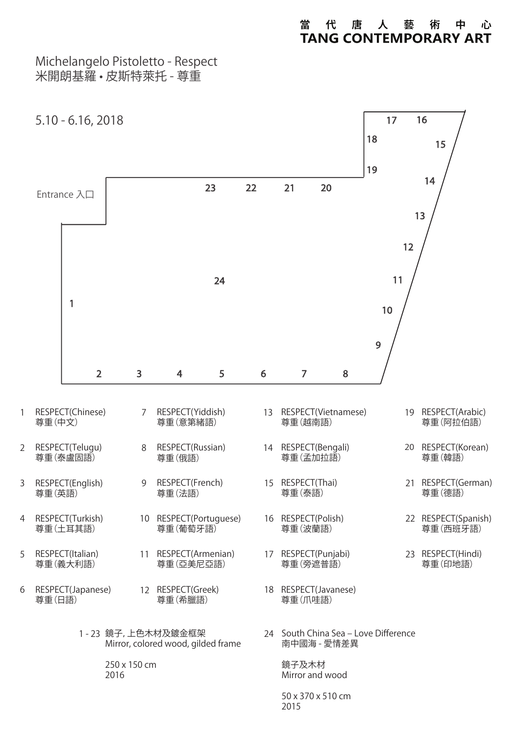當代唐人藝術中心
TANG CONTEMPORARY ART

# Michelangelo Pistoletto - Respect
# 米開朗基羅 • 皮斯特萊托 - 尊重

5.10 - 6.16, 2018

Entrance 入口

1 RESPECT(Chinese)
尊重(中文)

2 RESPECT(Telugu)
尊重(泰盧固語)

3 RESPECT(English)
尊重(英語)

4 RESPECT(Turkish)
尊重(土耳其語)

5 RESPECT(Italian)
尊重(義大利語)

6 RESPECT(Japanese)
尊重(日語)

7 RESPECT(Yiddish)
尊重(意第緒語)

8 RESPECT(Russian)
尊重(俄語)

9 RESPECT(French)
尊重(法語)

10 RESPECT(Portuguese)
尊重(葡萄牙語)

11 RESPECT(Armenian)
尊重(亞美尼亞語)

12 RESPECT(Greek)
尊重(希臘語)

13 RESPECT(Vietnamese)
尊重(越南語)

14 RESPECT(Bengali)
尊重(孟加拉語)

15 RESPECT(Thai)
尊重(泰語)

16 RESPECT(Polish)
尊重(波蘭語)

17 RESPECT(Punjabi)
尊重(旁遮普語)

18 RESPECT(Javanese)
尊重(爪哇語)

19 RESPECT(Arabic)
尊重(阿拉伯語)

20 RESPECT(Korean)
尊重(韓語)

21 RESPECT(German)
尊重(德語)

22 RESPECT(Spanish)
尊重(西班牙語)

23 RESPECT(Hindi)
尊重(印地語)

1 - 23 鏡子, 上色木材及鍍金框架
Mirror, colored wood, gilded frame

250 x 150 cm
2016

24 South China Sea – Love Difference
南中國海 - 愛情差異

鏡子及木材
Mirror and wood

50 x 370 x 510 cm
2015